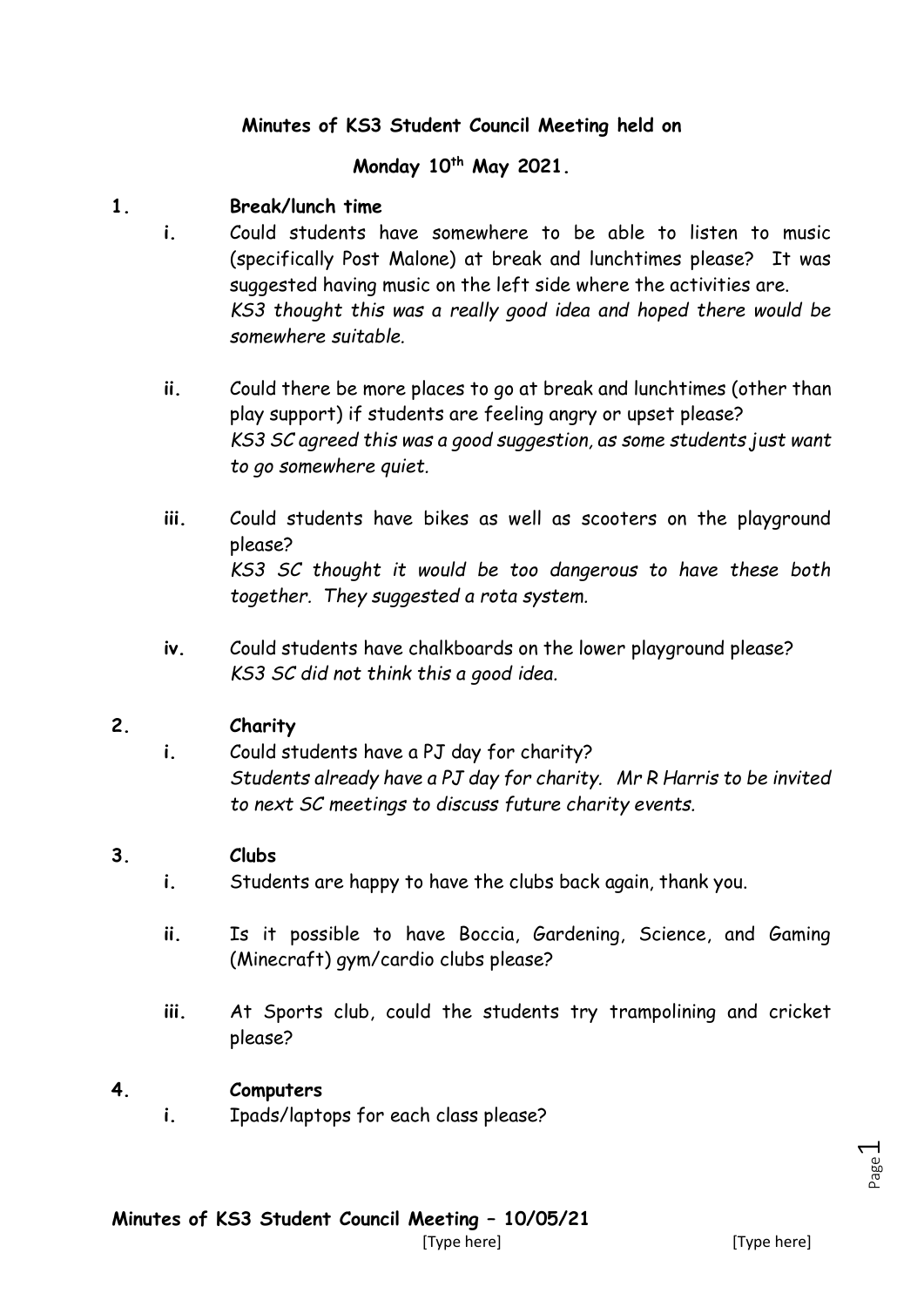**Minutes of KS3 Student Council Meeting held on**

**Monday 10th May 2021.**

**1. Break/lunch time**

**i.** Could students have somewhere to be able to listen to music (specifically Post Malone) at break and lunchtimes please? It was suggested having music on the left side where the activities are.
*KS3 thought this was a really good idea and hoped there would be somewhere suitable.*

**ii.** Could there be more places to go at break and lunchtimes (other than play support) if students are feeling angry or upset please?
*KS3 SC agreed this was a good suggestion, as some students just want to go somewhere quiet.*

**iii.** Could students have bikes as well as scooters on the playground please?
*KS3 SC thought it would be too dangerous to have these both together. They suggested a rota system.*

**iv.** Could students have chalkboards on the lower playground please?
*KS3 SC did not think this a good idea.*

**2. Charity**

**i.** Could students have a PJ day for charity?
*Students already have a PJ day for charity. Mr R Harris to be invited to next SC meetings to discuss future charity events.*

**3. Clubs**

**i.** Students are happy to have the clubs back again, thank you.

**ii.** Is it possible to have Boccia, Gardening, Science, and Gaming (Minecraft) gym/cardio clubs please?

**iii.** At Sports club, could the students try trampolining and cricket please?

**4. Computers**

**i.** Ipads/laptops for each class please?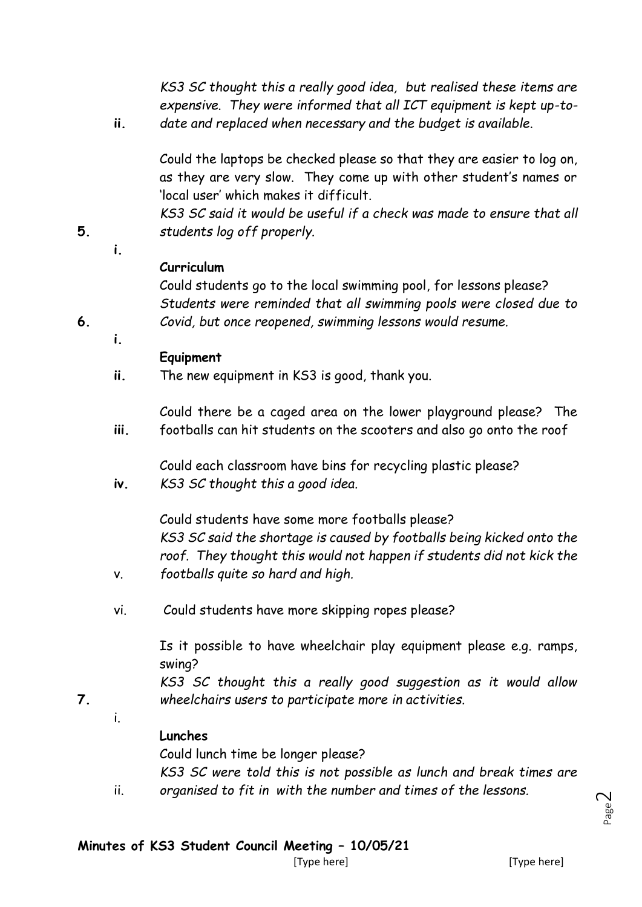*KS3 SC thought this a really good idea, but realised these items are expensive. They were informed that all ICT equipment is kept up-to-date and replaced when necessary and the budget is available.*

ii. Could the laptops be checked please so that they are easier to log on, as they are very slow. They come up with other student's names or 'local user' which makes it difficult.
*KS3 SC said it would be useful if a check was made to ensure that all students log off properly.*

**5. Curriculum**

i. Could students go to the local swimming pool, for lessons please?
*Students were reminded that all swimming pools were closed due to Covid, but once reopened, swimming lessons would resume.*

**6. Equipment**

i. The new equipment in KS3 is good, thank you.

ii. Could there be a caged area on the lower playground please? The footballs can hit students on the scooters and also go onto the roof

iii. Could each classroom have bins for recycling plastic please?
*KS3 SC thought this a good idea.*

iv. Could students have some more footballs please?
*KS3 SC said the shortage is caused by footballs being kicked onto the roof. They thought this would not happen if students did not kick the footballs quite so hard and high.*

v. Could students have more skipping ropes please?

vi. Is it possible to have wheelchair play equipment please e.g. ramps, swing?
*KS3 SC thought this a really good suggestion as it would allow wheelchairs users to participate more in activities.*

**7. Lunches**

i. Could lunch time be longer please?
*KS3 SC were told this is not possible as lunch and break times are organised to fit in with the number and times of the lessons.*

ii.

**Minutes of KS3 Student Council Meeting – 10/05/21**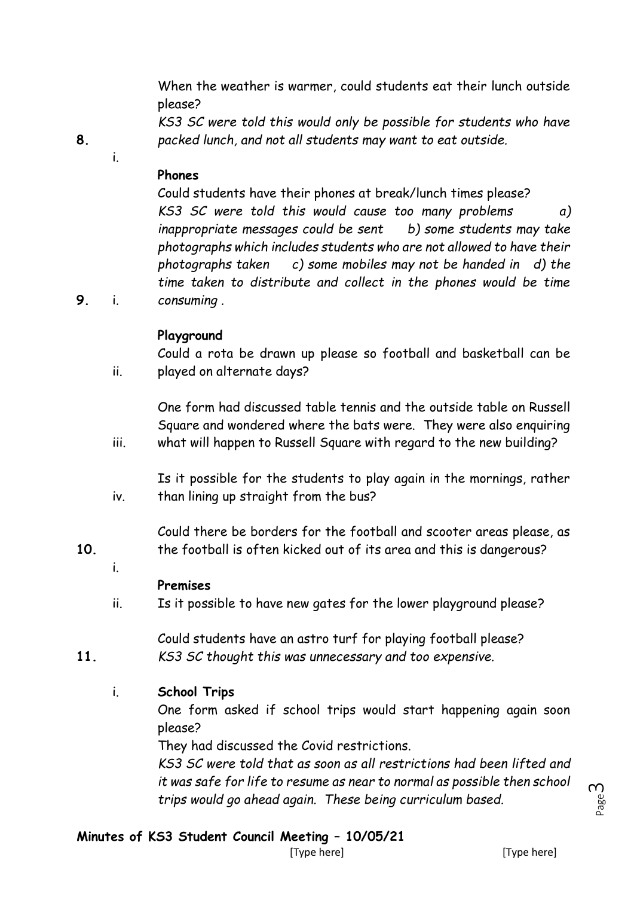When the weather is warmer, could students eat their lunch outside please?

*KS3 SC were told this would only be possible for students who have packed lunch, and not all students may want to eat outside.*

**8.**

i. **Phones**

Could students have their phones at break/lunch times please?

*KS3 SC were told this would cause too many problems a) inappropriate messages could be sent b) some students may take photographs which includes students who are not allowed to have their photographs taken c) some mobiles may not be handed in d) the time taken to distribute and collect in the phones would be time consuming .*

**9.**

i. **Playground**

Could a rota be drawn up please so football and basketball can be played on alternate days?

ii. One form had discussed table tennis and the outside table on Russell Square and wondered where the bats were. They were also enquiring what will happen to Russell Square with regard to the new building?

iii. Is it possible for the students to play again in the mornings, rather than lining up straight from the bus?

iv. Could there be borders for the football and scooter areas please, as the football is often kicked out of its area and this is dangerous?

**10.**

i. **Premises**

Is it possible to have new gates for the lower playground please?

ii. Could students have an astro turf for playing football please?

*KS3 SC thought this was unnecessary and too expensive.*

**11.**

i. **School Trips**

One form asked if school trips would start happening again soon please?

They had discussed the Covid restrictions.

*KS3 SC were told that as soon as all restrictions had been lifted and it was safe for life to resume as near to normal as possible then school trips would go ahead again. These being curriculum based.*

**Minutes of KS3 Student Council Meeting – 10/05/21**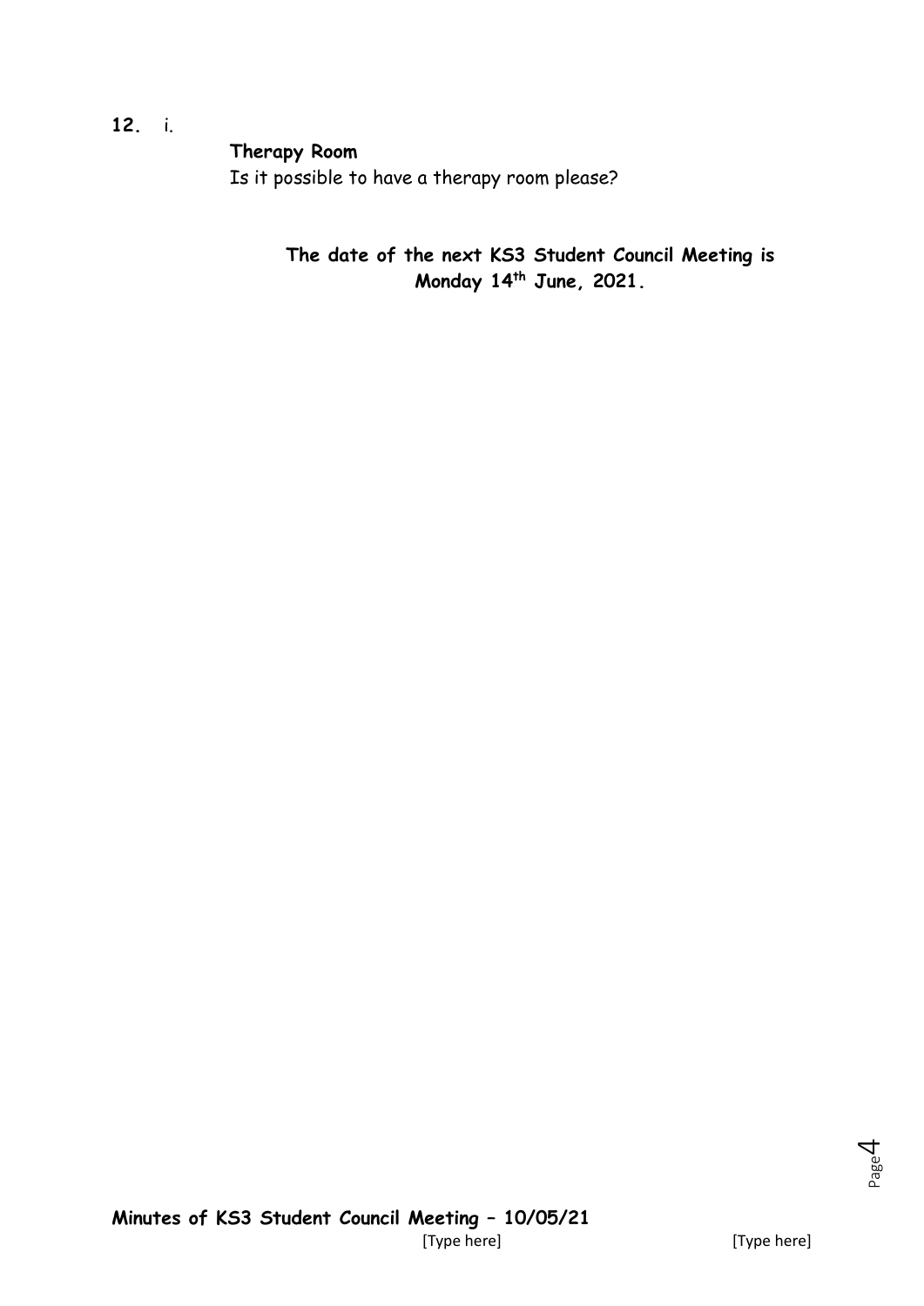**12.** i.

**Therapy Room**

Is it possible to have a therapy room please?

**The date of the next KS3 Student Council Meeting is Monday 14th June, 2021.**